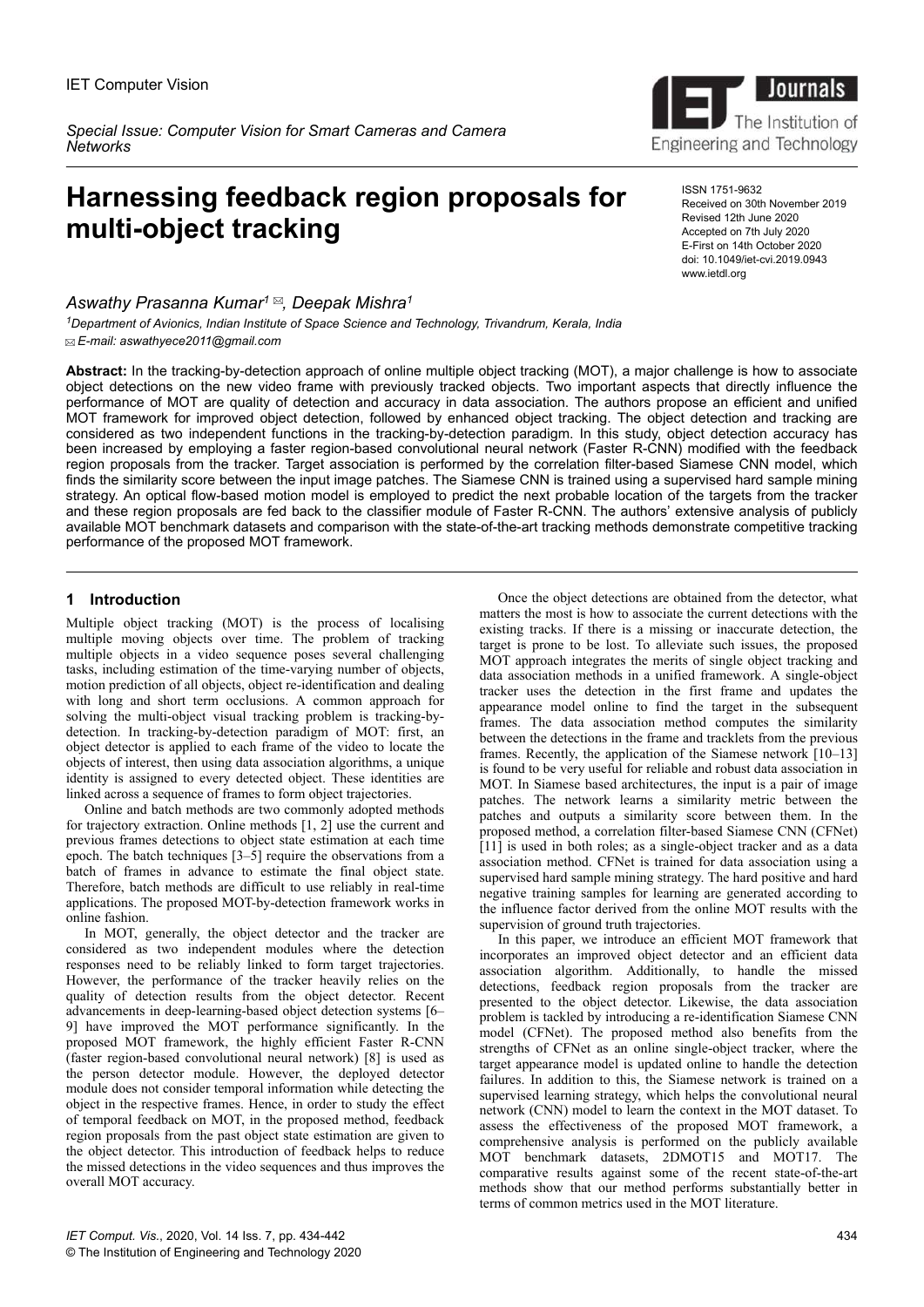IET Computer Vision

*Special Issue: Computer Vision for Smart Cameras and Camera Networks*

# Harnessing feedback region proposals for multi-object tracking

ISSN 1751-9632
Received on 30th November 2019
Revised 12th June 2020
Accepted on 7th July 2020
E-First on 14th October 2020
doi: 10.1049/iet-cvi.2019.0943
www.ietdl.org

*Aswathy Prasanna Kumar[1] ✉, Deepak Mishra[1]*

[1]*Department of Avionics, Indian Institute of Space Science and Technology, Trivandrum, Kerala, India*
✉ *E-mail: aswathyece2011@gmail.com*

**Abstract:** In the tracking-by-detection approach of online multiple object tracking (MOT), a major challenge is how to associate object detections on the new video frame with previously tracked objects. Two important aspects that directly influence the performance of MOT are quality of detection and accuracy in data association. The authors propose an efficient and unified MOT framework for improved object detection, followed by enhanced object tracking. The object detection and tracking are considered as two independent functions in the tracking-by-detection paradigm. In this study, object detection accuracy has been increased by employing a faster region-based convolutional neural network (Faster R-CNN) modified with the feedback region proposals from the tracker. Target association is performed by the correlation filter-based Siamese CNN model, which finds the similarity score between the input image patches. The Siamese CNN is trained using a supervised hard sample mining strategy. An optical flow-based motion model is employed to predict the next probable location of the targets from the tracker and these region proposals are fed back to the classifier module of Faster R-CNN. The authors' extensive analysis of publicly available MOT benchmark datasets and comparison with the state-of-the-art tracking methods demonstrate competitive tracking performance of the proposed MOT framework.

## 1 Introduction

Multiple object tracking (MOT) is the process of localising multiple moving objects over time. The problem of tracking multiple objects in a video sequence poses several challenging tasks, including estimation of the time-varying number of objects, motion prediction of all objects, object re-identification and dealing with long and short term occlusions. A common approach for solving the multi-object visual tracking problem is tracking-by-detection. In tracking-by-detection paradigm of MOT: first, an object detector is applied to each frame of the video to locate the objects of interest, then using data association algorithms, a unique identity is assigned to every detected object. These identities are linked across a sequence of frames to form object trajectories.

Online and batch methods are two commonly adopted methods for trajectory extraction. Online methods [1, 2] use the current and previous frames detections to object state estimation at each time epoch. The batch techniques [3–5] require the observations from a batch of frames in advance to estimate the final object state. Therefore, batch methods are difficult to use reliably in real-time applications. The proposed MOT-by-detection framework works in online fashion.

In MOT, generally, the object detector and the tracker are considered as two independent modules where the detection responses need to be reliably linked to form target trajectories. However, the performance of the tracker heavily relies on the quality of detection results from the object detector. Recent advancements in deep-learning-based object detection systems [6–9] have improved the MOT performance significantly. In the proposed MOT framework, the highly efficient Faster R-CNN (faster region-based convolutional neural network) [8] is used as the person detector module. However, the deployed detector module does not consider temporal information while detecting the object in the respective frames. Hence, in order to study the effect of temporal feedback on MOT, in the proposed method, feedback region proposals from the past object state estimation are given to the object detector. This introduction of feedback helps to reduce the missed detections in the video sequences and thus improves the overall MOT accuracy.

Once the object detections are obtained from the detector, what matters the most is how to associate the current detections with the existing tracks. If there is a missing or inaccurate detection, the target is prone to be lost. To alleviate such issues, the proposed MOT approach integrates the merits of single object tracking and data association methods in a unified framework. A single-object tracker uses the detection in the first frame and updates the appearance model online to find the target in the subsequent frames. The data association method computes the similarity between the detections in the frame and tracklets from the previous frames. Recently, the application of the Siamese network [10–13] is found to be very useful for reliable and robust data association in MOT. In Siamese based architectures, the input is a pair of image patches. The network learns a similarity metric between the patches and outputs a similarity score between them. In the proposed method, a correlation filter-based Siamese CNN (CFNet) [11] is used in both roles; as a single-object tracker and as a data association method. CFNet is trained for data association using a supervised hard sample mining strategy. The hard positive and hard negative training samples for learning are generated according to the influence factor derived from the online MOT results with the supervision of ground truth trajectories.

In this paper, we introduce an efficient MOT framework that incorporates an improved object detector and an efficient data association algorithm. Additionally, to handle the missed detections, feedback region proposals from the tracker are presented to the object detector. Likewise, the data association problem is tackled by introducing a re-identification Siamese CNN model (CFNet). The proposed method also benefits from the strengths of CFNet as an online single-object tracker, where the target appearance model is updated online to handle the detection failures. In addition to this, the Siamese network is trained on a supervised learning strategy, which helps the convolutional neural network (CNN) model to learn the context in the MOT dataset. To assess the effectiveness of the proposed MOT framework, a comprehensive analysis is performed on the publicly available MOT benchmark datasets, 2DMOT15 and MOT17. The comparative results against some of the recent state-of-the-art methods show that our method performs substantially better in terms of common metrics used in the MOT literature.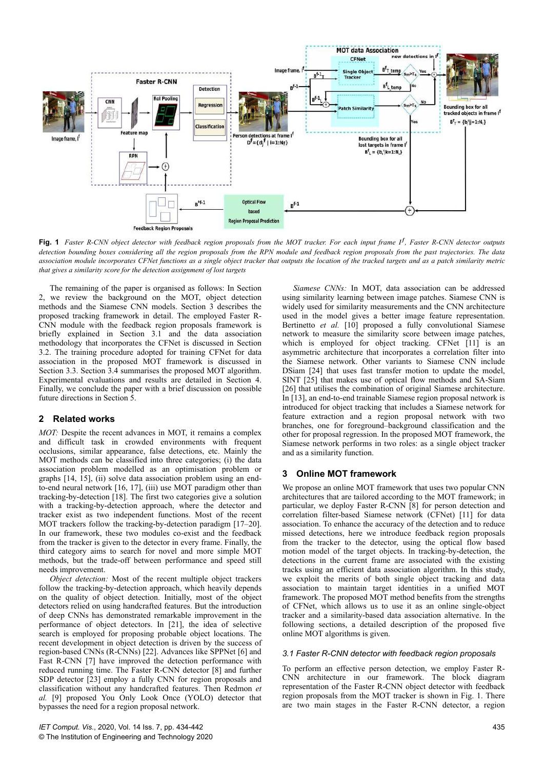**Fig. 1** *Faster R-CNN object detector with feedback region proposals from the MOT tracker. For each input frame $I^f$, Faster R-CNN detector outputs detection bounding boxes considering all the region proposals from the RPN module and feedback region proposals from the past trajectories. The data association module incorporates CFNet functions as a single object tracker that outputs the location of the tracked targets and as a patch similarity metric that gives a similarity score for the detection assignment of lost targets*

The remaining of the paper is organised as follows: In Section 2, we review the background on the MOT, object detection methods and the Siamese CNN models. Section 3 describes the proposed tracking framework in detail. The employed Faster R-CNN module with the feedback region proposals framework is briefly explained in Section 3.1 and the data association methodology that incorporates the CFNet is discussed in Section 3.2. The training procedure adopted for training CFNet for data association in the proposed MOT framework is discussed in Section 3.3. Section 3.4 summarises the proposed MOT algorithm. Experimental evaluations and results are detailed in Section 4. Finally, we conclude the paper with a brief discussion on possible future directions in Section 5.

## 2 Related works

*MOT:* Despite the recent advances in MOT, it remains a complex and difficult task in crowded environments with frequent occlusions, similar appearance, false detections, etc. Mainly the MOT methods can be classified into three categories; (i) the data association problem modelled as an optimisation problem or graphs [14, 15], (ii) solve data association problem using an end-to-end neural network [16, 17], (iii) use MOT paradigm other than tracking-by-detection [18]. The first two categories give a solution with a tracking-by-detection approach, where the detector and tracker exist as two independent functions. Most of the recent MOT trackers follow the tracking-by-detection paradigm [17–20]. In our framework, these two modules co-exist and the feedback from the tracker is given to the detector in every frame. Finally, the third category aims to search for novel and more simple MOT methods, but the trade-off between performance and speed still needs improvement.

*Object detection:* Most of the recent multiple object trackers follow the tracking-by-detection approach, which heavily depends on the quality of object detection. Initially, most of the object detectors relied on using handcrafted features. But the introduction of deep CNNs has demonstrated remarkable improvement in the performance of object detectors. In [21], the idea of selective search is employed for proposing probable object locations. The recent development in object detection is driven by the success of region-based CNNs (R-CNNs) [22]. Advances like SPPNet [6] and Fast R-CNN [7] have improved the detection performance with reduced running time. The Faster R-CNN detector [8] and further SDP detector [23] employ a fully CNN for region proposals and classification without any handcrafted features. Then Redmon *et al.* [9] proposed You Only Look Once (YOLO) detector that bypasses the need for a region proposal network.

*Siamese CNNs:* In MOT, data association can be addressed using similarity learning between image patches. Siamese CNN is widely used for similarity measurements and the CNN architecture used in the model gives a better image feature representation. Bertinetto *et al.* [10] proposed a fully convolutional Siamese network to measure the similarity score between image patches, which is employed for object tracking. CFNet [11] is an asymmetric architecture that incorporates a correlation filter into the Siamese network. Other variants to Siamese CNN include DSiam [24] that uses fast transfer motion to update the model, SINT [25] that makes use of optical flow methods and SA-Siam [26] that utilises the combination of original Siamese architecture. In [13], an end-to-end trainable Siamese region proposal network is introduced for object tracking that includes a Siamese network for feature extraction and a region proposal network with two branches, one for foreground–background classification and the other for proposal regression. In the proposed MOT framework, the Siamese network performs in two roles: as a single object tracker and as a similarity function.

## 3 Online MOT framework

We propose an online MOT framework that uses two popular CNN architectures that are tailored according to the MOT framework; in particular, we deploy Faster R-CNN [8] for person detection and correlation filter-based Siamese network (CFNet) [11] for data association. To enhance the accuracy of the detection and to reduce missed detections, here we introduce feedback region proposals from the tracker to the detector, using the optical flow based motion model of the target objects. In tracking-by-detection, the detections in the current frame are associated with the existing tracks using an efficient data association algorithm. In this study, we exploit the merits of both single object tracking and data association to maintain target identities in a unified MOT framework. The proposed MOT method benefits from the strengths of CFNet, which allows us to use it as an online single-object tracker and a similarity-based data association alternative. In the following sections, a detailed description of the proposed five online MOT algorithms is given.

### 3.1 Faster R-CNN detector with feedback region proposals

To perform an effective person detection, we employ Faster R-CNN architecture in our framework. The block diagram representation of the Faster R-CNN object detector with feedback region proposals from the MOT tracker is shown in Fig. 1. There are two main stages in the Faster R-CNN detector, a region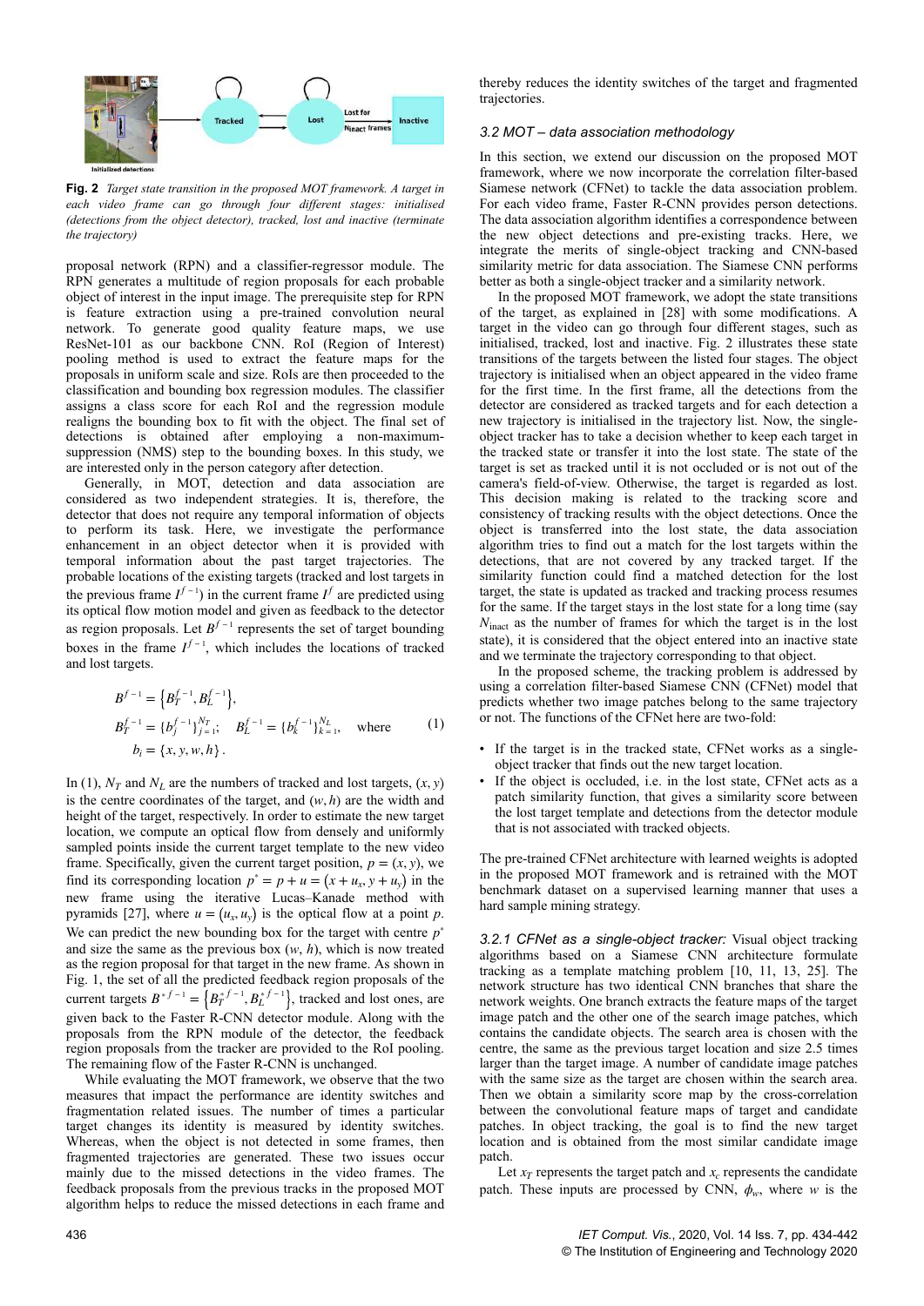**Fig. 2** *Target state transition in the proposed MOT framework. A target in each video frame can go through four different stages: initialised (detections from the object detector), tracked, lost and inactive (terminate the trajectory)*

proposal network (RPN) and a classifier-regressor module. The RPN generates a multitude of region proposals for each probable object of interest in the input image. The prerequisite step for RPN is feature extraction using a pre-trained convolution neural network. To generate good quality feature maps, we use ResNet-101 as our backbone CNN. RoI (Region of Interest) pooling method is used to extract the feature maps for the proposals in uniform scale and size. RoIs are then proceeded to the classification and bounding box regression modules. The classifier assigns a class score for each RoI and the regression module realigns the bounding box to fit with the object. The final set of detections is obtained after employing a non-maximum-suppression (NMS) step to the bounding boxes. In this study, we are interested only in the person category after detection.

Generally, in MOT, detection and data association are considered as two independent strategies. It is, therefore, the detector that does not require any temporal information of objects to perform its task. Here, we investigate the performance enhancement in an object detector when it is provided with temporal information about the past target trajectories. The probable locations of the existing targets (tracked and lost targets in the previous frame $I^{f-1}$) in the current frame $I^{f}$ are predicted using its optical flow motion model and given as feedback to the detector as region proposals. Let $B^{f-1}$ represents the set of target bounding boxes in the frame $I^{f-1}$, which includes the locations of tracked and lost targets.

$$
\begin{aligned}
B^{f-1} &= \left\{B_T^{f-1}, B_L^{f-1}\right\},\\
B_T^{f-1} &= \{b_j^{f-1}\}_{j=1}^{N_T};\quad B_L^{f-1} = \{b_k^{f-1}\}_{k=1}^{N_L},\quad \text{where}\\
b_i &= \{x, y, w, h\}.
\end{aligned}
\tag{1}
$$

In (1), $N_T$ and $N_L$ are the numbers of tracked and lost targets, $(x, y)$ is the centre coordinates of the target, and $(w, h)$ are the width and height of the target, respectively. In order to estimate the new target location, we compute an optical flow from densely and uniformly sampled points inside the current target template to the new video frame. Specifically, given the current target position, $p = (x, y)$, we find its corresponding location $p^{*} = p + u = (x + u_x, y + u_y)$ in the new frame using the iterative Lucas–Kanade method with pyramids [27], where $u = (u_x, u_y)$ is the optical flow at a point $p$. We can predict the new bounding box for the target with centre $p^{*}$ and size the same as the previous box $(w, h)$, which is now treated as the region proposal for that target in the new frame. As shown in Fig. 1, the set of all the predicted feedback region proposals of the current targets $B^{*f-1} = \left\{B_T^{*f-1}, B_L^{*f-1}\right\}$, tracked and lost ones, are given back to the Faster R-CNN detector module. Along with the proposals from the RPN module of the detector, the feedback region proposals from the tracker are provided to the RoI pooling. The remaining flow of the Faster R-CNN is unchanged.

While evaluating the MOT framework, we observe that the two measures that impact the performance are identity switches and fragmentation related issues. The number of times a particular target changes its identity is measured by identity switches. Whereas, when the object is not detected in some frames, then fragmented trajectories are generated. These two issues occur mainly due to the missed detections in the video frames. The feedback proposals from the previous tracks in the proposed MOT algorithm helps to reduce the missed detections in each frame and thereby reduces the identity switches of the target and fragmented trajectories.

### *3.2 MOT – data association methodology*

In this section, we extend our discussion on the proposed MOT framework, where we now incorporate the correlation filter-based Siamese network (CFNet) to tackle the data association problem. For each video frame, Faster R-CNN provides person detections. The data association algorithm identifies a correspondence between the new object detections and pre-existing tracks. Here, we integrate the merits of single-object tracking and CNN-based similarity metric for data association. The Siamese CNN performs better as both a single-object tracker and a similarity network.

In the proposed MOT framework, we adopt the state transitions of the target, as explained in [28] with some modifications. A target in the video can go through four different stages, such as initialised, tracked, lost and inactive. Fig. 2 illustrates these state transitions of the targets between the listed four stages. The object trajectory is initialised when an object appeared in the video frame for the first time. In the first frame, all the detections from the detector are considered as tracked targets and for each detection a new trajectory is initialised in the trajectory list. Now, the single-object tracker has to take a decision whether to keep each target in the tracked state or transfer it into the lost state. The state of the target is set as tracked until it is not occluded or is not out of the camera's field-of-view. Otherwise, the target is regarded as lost. This decision making is related to the tracking score and consistency of tracking results with the object detections. Once the object is transferred into the lost state, the data association algorithm tries to find out a match for the lost targets within the detections, that are not covered by any tracked target. If the similarity function could find a matched detection for the lost target, the state is updated as tracked and tracking process resumes for the same. If the target stays in the lost state for a long time (say $N_{\text{inact}}$ as the number of frames for which the target is in the lost state), it is considered that the object entered into an inactive state and we terminate the trajectory corresponding to that object.

In the proposed scheme, the tracking problem is addressed by using a correlation filter-based Siamese CNN (CFNet) model that predicts whether two image patches belong to the same trajectory or not. The functions of the CFNet here are two-fold:

- If the target is in the tracked state, CFNet works as a single-object tracker that finds out the new target location.
- If the object is occluded, i.e. in the lost state, CFNet acts as a patch similarity function, that gives a similarity score between the lost target template and detections from the detector module that is not associated with tracked objects.

The pre-trained CFNet architecture with learned weights is adopted in the proposed MOT framework and is retrained with the MOT benchmark dataset on a supervised learning manner that uses a hard sample mining strategy.

*3.2.1 CFNet as a single-object tracker:* Visual object tracking algorithms based on a Siamese CNN architecture formulate tracking as a template matching problem [10, 11, 13, 25]. The network structure has two identical CNN branches that share the network weights. One branch extracts the feature maps of the target image patch and the other one of the search image patches, which contains the candidate objects. The search area is chosen with the centre, the same as the previous target location and size 2.5 times larger than the target image. A number of candidate image patches with the same size as the target are chosen within the search area. Then we obtain a similarity score map by the cross-correlation between the convolutional feature maps of target and candidate patches. In object tracking, the goal is to find the new target location and is obtained from the most similar candidate image patch.

Let $x_T$ represents the target patch and $x_c$ represents the candidate patch. These inputs are processed by CNN, $\phi_w$, where $w$ is the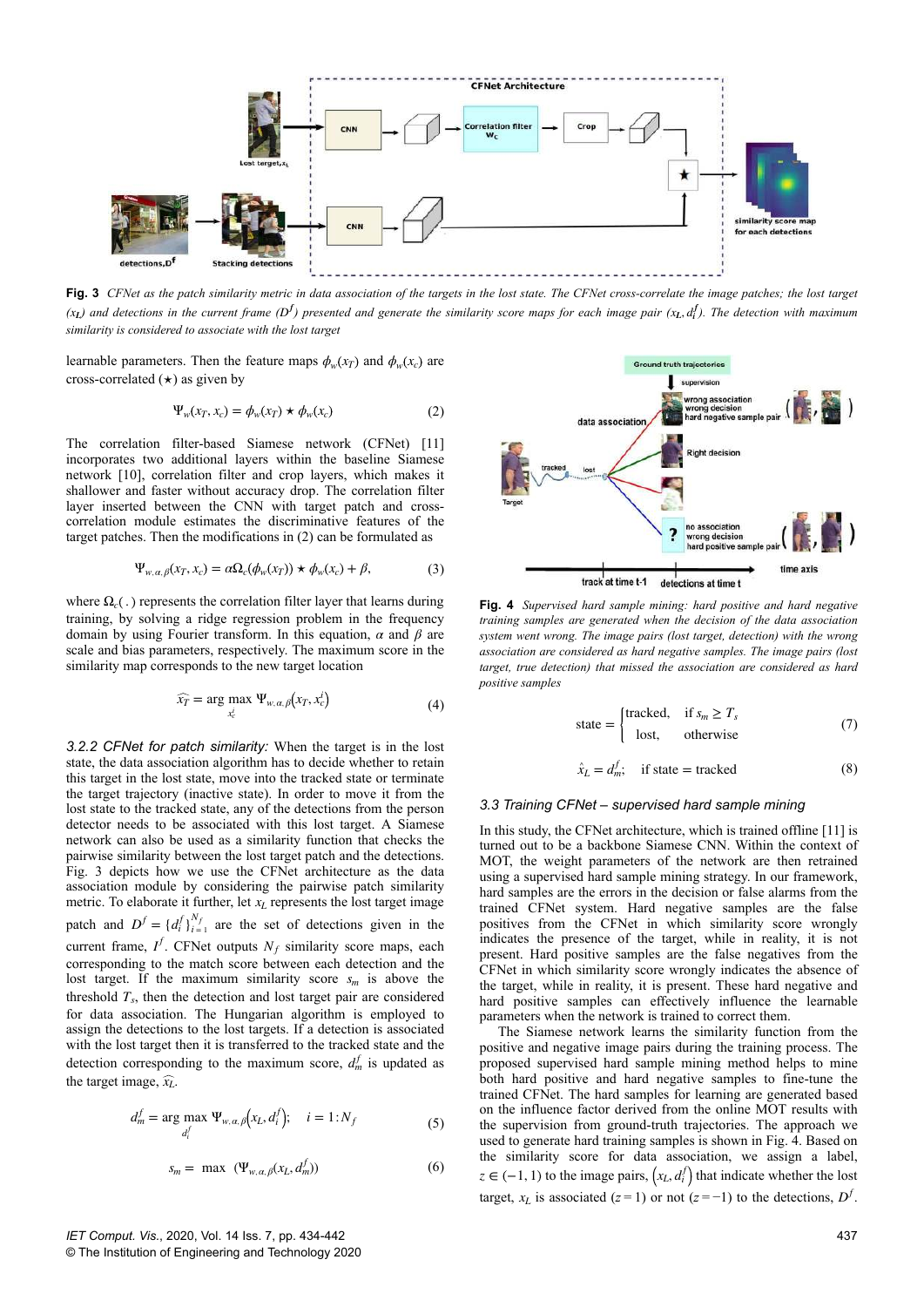Fig. 3 *CFNet as the patch similarity metric in data association of the targets in the lost state. The CFNet cross-correlate the image patches; the lost target ($x_L$) and detections in the current frame ($D^f$) presented and generate the similarity score maps for each image pair ($x_L, d_i^f$). The detection with maximum similarity is considered to associate with the lost target*

learnable parameters. Then the feature maps $\phi_w(x_T)$ and $\phi_w(x_c)$ are cross-correlated ($\star$) as given by

$$\Psi_w(x_T, x_c) = \phi_w(x_T) \star \phi_w(x_c) \tag{2}$$

The correlation filter-based Siamese network (CFNet) [11] incorporates two additional layers within the baseline Siamese network [10], correlation filter and crop layers, which makes it shallower and faster without accuracy drop. The correlation filter layer inserted between the CNN with target patch and cross-correlation module estimates the discriminative features of the target patches. Then the modifications in (2) can be formulated as

$$\Psi_{w,\alpha,\beta}(x_T, x_c) = \alpha\Omega_c(\phi_w(x_T)) \star \phi_w(x_c) + \beta, \tag{3}$$

where $\Omega_c(.)$ represents the correlation filter layer that learns during training, by solving a ridge regression problem in the frequency domain by using Fourier transform. In this equation, $\alpha$ and $\beta$ are scale and bias parameters, respectively. The maximum score in the similarity map corresponds to the new target location

$$\widehat{x_T} = \arg\max_{x_c^i} \Psi_{w,\alpha,\beta}\left(x_T, x_c^i\right) \tag{4}$$

*3.2.2 CFNet for patch similarity:* When the target is in the lost state, the data association algorithm has to decide whether to retain this target in the lost state, move into the tracked state or terminate the target trajectory (inactive state). In order to move it from the lost state to the tracked state, any of the detections from the person detector needs to be associated with this lost target. A Siamese network can also be used as a similarity function that checks the pairwise similarity between the lost target patch and the detections. Fig. 3 depicts how we use the CFNet architecture as the data association module by considering the pairwise patch similarity metric. To elaborate it further, let $x_L$ represents the lost target image patch and $D^f = \{d_i^f\}_{i=1}^{N_f}$ are the set of detections given in the current frame, $I^f$. CFNet outputs $N_f$ similarity score maps, each corresponding to the match score between each detection and the lost target. If the maximum similarity score $s_m$ is above the threshold $T_s$, then the detection and lost target pair are considered for data association. The Hungarian algorithm is employed to assign the detections to the lost targets. If a detection is associated with the lost target then it is transferred to the tracked state and the detection corresponding to the maximum score, $d_m^f$ is updated as the target image, $\widehat{x_L}$.

$$d_m^f = \arg\max_{d_i^f} \Psi_{w,\alpha,\beta}\left(x_L, d_i^f\right); \quad i = 1:N_f \tag{5}$$

$$s_m = \max\left(\Psi_{w,\alpha,\beta}(x_L, d_m^f)\right) \tag{6}$$

Fig. 4 *Supervised hard sample mining: hard positive and hard negative training samples are generated when the decision of the data association system went wrong. The image pairs (lost target, detection) with the wrong association are considered as hard negative samples. The image pairs (lost target, true detection) that missed the association are considered as hard positive samples*

$$\text{state} = \begin{cases} \text{tracked}, & \text{if } s_m \geq T_s \\ \text{lost}, & \text{otherwise} \end{cases} \tag{7}$$

$$\hat{x}_L = d_m^f; \quad \text{if state} = \text{tracked} \tag{8}$$

### 3.3 Training CFNet – supervised hard sample mining

In this study, the CFNet architecture, which is trained offline [11] is turned out to be a backbone Siamese CNN. Within the context of MOT, the weight parameters of the network are then retrained using a supervised hard sample mining strategy. In our framework, hard samples are the errors in the decision or false alarms from the trained CFNet system. Hard negative samples are the false positives from the CFNet in which similarity score wrongly indicates the presence of the target, while in reality, it is not present. Hard positive samples are the false negatives from the CFNet in which similarity score wrongly indicates the absence of the target, while in reality, it is present. These hard negative and hard positive samples can effectively influence the learnable parameters when the network is trained to correct them.

The Siamese network learns the similarity function from the positive and negative image pairs during the training process. The proposed supervised hard sample mining method helps to mine both hard positive and hard negative samples to fine-tune the trained CFNet. The hard samples for learning are generated based on the influence factor derived from the online MOT results with the supervision from ground-truth trajectories. The approach we used to generate hard training samples is shown in Fig. 4. Based on the similarity score for data association, we assign a label, $z \in (-1, 1)$ to the image pairs, $\left(x_L, d_i^f\right)$ that indicate whether the lost target, $x_L$ is associated ($z = 1$) or not ($z = -1$) to the detections, $D^f$.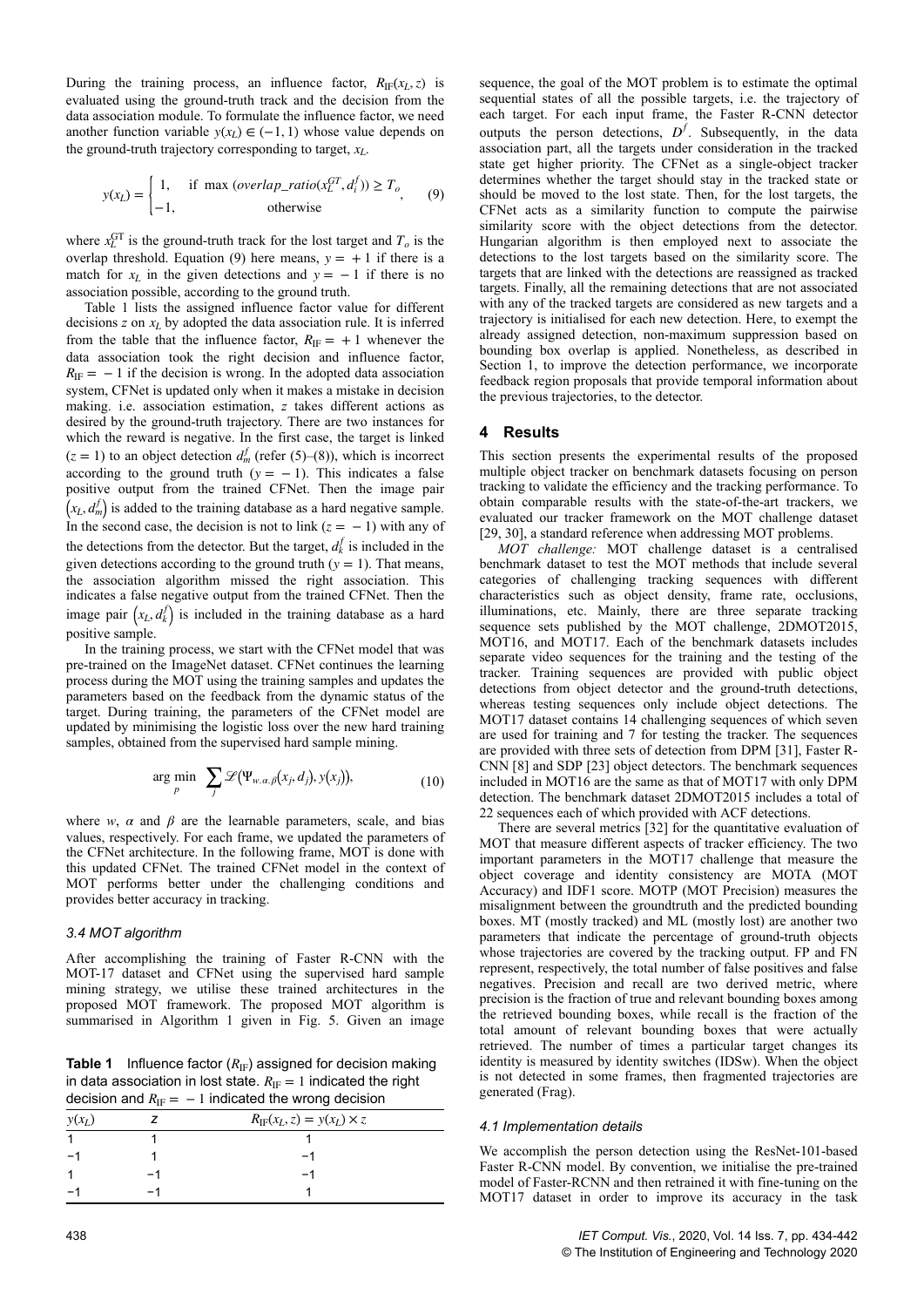During the training process, an influence factor, $R_{\mathrm{IF}}(x_L, z)$ is evaluated using the ground-truth track and the decision from the data association module. To formulate the influence factor, we need another function variable $y(x_L) \in (-1, 1)$ whose value depends on the ground-truth trajectory corresponding to target, $x_L$.

$$y(x_L) = \begin{cases} 1, & \text{if } \max\left(overlap\_ratio(x_L^{GT}, d_i^f)\right) \geq T_o \\ -1, & \text{otherwise} \end{cases}, \tag{9}$$

where $x_L^{\mathrm{GT}}$ is the ground-truth track for the lost target and $T_o$ is the overlap threshold. Equation (9) here means, $y = +1$ if there is a match for $x_L$ in the given detections and $y = -1$ if there is no association possible, according to the ground truth.

Table 1 lists the assigned influence factor value for different decisions $z$ on $x_L$ by adopted the data association rule. It is inferred from the table that the influence factor, $R_{\mathrm{IF}} = +1$ whenever the data association took the right decision and influence factor, $R_{\mathrm{IF}} = -1$ if the decision is wrong. In the adopted data association system, CFNet is updated only when it makes a mistake in decision making. i.e. association estimation, $z$ takes different actions as desired by the ground-truth trajectory. There are two instances for which the reward is negative. In the first case, the target is linked ($z = 1$) to an object detection $d_m^f$ (refer (5)–(8)), which is incorrect according to the ground truth ($y = -1$). This indicates a false positive output from the trained CFNet. Then the image pair $\left(x_L, d_m^f\right)$ is added to the training database as a hard negative sample. In the second case, the decision is not to link ($z = -1$) with any of the detections from the detector. But the target, $d_k^f$ is included in the given detections according to the ground truth ($y = 1$). That means, the association algorithm missed the right association. This indicates a false negative output from the trained CFNet. Then the image pair $\left(x_L, d_k^f\right)$ is included in the training database as a hard positive sample.

In the training process, we start with the CFNet model that was pre-trained on the ImageNet dataset. CFNet continues the learning process during the MOT using the training samples and updates the parameters based on the feedback from the dynamic status of the target. During training, the parameters of the CFNet model are updated by minimising the logistic loss over the new hard training samples, obtained from the supervised hard sample mining.

$$\arg\min_{p} \sum_{j} \mathscr{L}\left(\Psi_{w,\alpha,\beta}\left(x_j, d_j\right), y\left(x_j\right)\right), \tag{10}$$

where $w$, $\alpha$ and $\beta$ are the learnable parameters, scale, and bias values, respectively. For each frame, we updated the parameters of the CFNet architecture. In the following frame, MOT is done with this updated CFNet. The trained CFNet model in the context of MOT performs better under the challenging conditions and provides better accuracy in tracking.

### 3.4 MOT algorithm

After accomplishing the training of Faster R-CNN with the MOT-17 dataset and CFNet using the supervised hard sample mining strategy, we utilise these trained architectures in the proposed MOT framework. The proposed MOT algorithm is summarised in Algorithm 1 given in Fig. 5. Given an image sequence, the goal of the MOT problem is to estimate the optimal sequential states of all the possible targets, i.e. the trajectory of each target. For each input frame, the Faster R-CNN detector outputs the person detections, $D^f$. Subsequently, in the data association part, all the targets under consideration in the tracked state get higher priority. The CFNet as a single-object tracker determines whether the target should stay in the tracked state or should be moved to the lost state. Then, for the lost targets, the CFNet acts as a similarity function to compute the pairwise similarity score with the object detections from the detector. Hungarian algorithm is then employed next to associate the detections to the lost targets based on the similarity score. The targets that are linked with the detections are reassigned as tracked targets. Finally, all the remaining detections that are not associated with any of the tracked targets are considered as new targets and a trajectory is initialised for each new detection. Here, to exempt the already assigned detection, non-maximum suppression based on bounding box overlap is applied. Nonetheless, as described in Section 1, to improve the detection performance, we incorporate feedback region proposals that provide temporal information about the previous trajectories, to the detector.

**Table 1** Influence factor ($R_{\mathrm{IF}}$) assigned for decision making in data association in lost state. $R_{\mathrm{IF}} = 1$ indicated the right decision and $R_{\mathrm{IF}} = -1$ indicated the wrong decision

| $y(x_L)$ | $z$ | $R_{\mathrm{IF}}(x_L, z) = y(x_L) \times z$ |
|---|---|---|
| 1 | 1 | 1 |
| −1 | 1 | −1 |
| 1 | −1 | −1 |
| −1 | −1 | 1 |

## 4 Results

This section presents the experimental results of the proposed multiple object tracker on benchmark datasets focusing on person tracking to validate the efficiency and the tracking performance. To obtain comparable results with the state-of-the-art trackers, we evaluated our tracker framework on the MOT challenge dataset [29, 30], a standard reference when addressing MOT problems.

*MOT challenge:* MOT challenge dataset is a centralised benchmark dataset to test the MOT methods that include several categories of challenging tracking sequences with different characteristics such as object density, frame rate, occlusions, illuminations, etc. Mainly, there are three separate tracking sequence sets published by the MOT challenge, 2DMOT2015, MOT16, and MOT17. Each of the benchmark datasets includes separate video sequences for the training and the testing of the tracker. Training sequences are provided with public object detections from object detector and the ground-truth detections, whereas testing sequences only include object detections. The MOT17 dataset contains 14 challenging sequences of which seven are used for training and 7 for testing the tracker. The sequences are provided with three sets of detection from DPM [31], Faster R-CNN [8] and SDP [23] object detectors. The benchmark sequences included in MOT16 are the same as that of MOT17 with only DPM detection. The benchmark dataset 2DMOT2015 includes a total of 22 sequences each of which provided with ACF detections.

There are several metrics [32] for the quantitative evaluation of MOT that measure different aspects of tracker efficiency. The two important parameters in the MOT17 challenge that measure the object coverage and identity consistency are MOTA (MOT Accuracy) and IDF1 score. MOTP (MOT Precision) measures the misalignment between the groundtruth and the predicted bounding boxes. MT (mostly tracked) and ML (mostly lost) are another two parameters that indicate the percentage of ground-truth objects whose trajectories are covered by the tracking output. FP and FN represent, respectively, the total number of false positives and false negatives. Precision and recall are two derived metric, where precision is the fraction of true and relevant bounding boxes among the retrieved bounding boxes, while recall is the fraction of the total amount of relevant bounding boxes that were actually retrieved. The number of times a particular target changes its identity is measured by identity switches (IDSw). When the object is not detected in some frames, then fragmented trajectories are generated (Frag).

### 4.1 Implementation details

We accomplish the person detection using the ResNet-101-based Faster R-CNN model. By convention, we initialise the pre-trained model of Faster-RCNN and then retrained it with fine-tuning on the MOT17 dataset in order to improve its accuracy in the task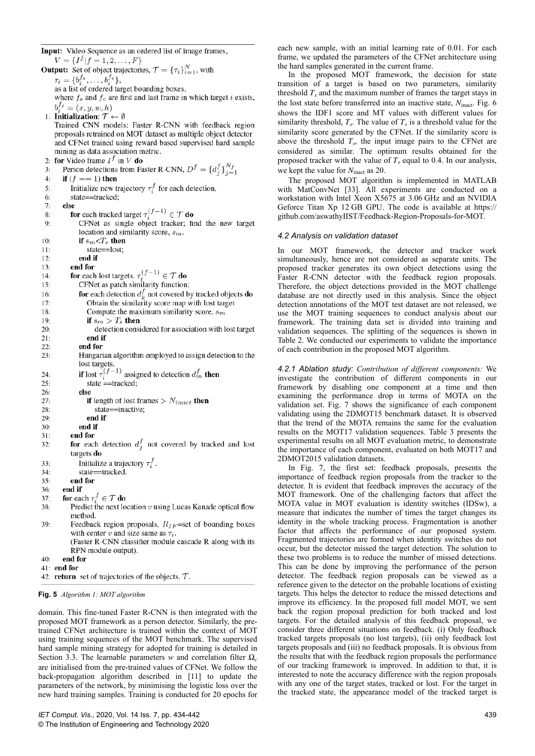```
Input: Video Sequence as an ordered list of image frames,
    V = {I^f | f = 1, 2, ..., F}
Output: Set of object trajectories, T = {τ_i}_{i=1}^N, with
    τ_i = {b_i^{f_s}, ..., b_i^{f_e}},
    as a list of ordered target bounding boxes,
    where f_s and f_e are first and last frame in which target i exists,
    b_i^{f_j} = (x, y, w, h)
 1: Initialization: T ← ∅
    Trained CNN models: Faster R-CNN with feedback region
    proposals retrained on MOT dataset as multiple object detector
    and CFNet trained using reward based supervised hard sample
    mining as data association metric.
 2: for Video frame I^f in V do
 3:   Person detections from Faster R-CNN, D^f = {d_j^f}_{j=1}^{N_f}
 4:   if (f == 1) then
 5:     Initialize new trajectory τ_i^f for each detection.
 6:     state==tracked;
 7:   else
 8:     for each tracked target τ_i^{(f-1)} ∈ T do
 9:       CFNet as single object tracker; find the new target
          location and similarity score, s_m.
10:       if s_m < T_s then
11:         state==lost;
12:       end if
13:     end for
14:     for each lost targets, τ_i^{(f-1)} ∈ T do
15:       CFNet as patch similarity function;
16:       for each detection d_k^f not covered by tracked objects do
17:         Obtain the similarity score map with lost target
18:         Compute the maximum similarity score, s_m
19:         if s_m > T_s then
20:           detection considered for association with lost target
21:         end if
22:       end for
23:       Hungarian algorithm employed to assign detection to the
          lost targets.
24:       if lost τ_i^{(f-1)} assigned to detection d_m^f then
25:         state ==tracked;
26:       else
27:         if length of lost frames > N_inact then
28:           state==inactive;
29:         end if
30:       end if
31:     end for
32:     for each detection d_j^f not covered by tracked and lost
        targets do
33:       Initialize a trajectory τ_i^f.
34:       state==tracked.
35:     end for
36:   end if
37:   for each τ_i^f ∈ T do
38:     Predict the next location v using Lucas Kanade optical flow
        method.
39:     Feedback region proposals, R_IF=set of bounding boxes
        with center v and size same as τ_i.
        (Faster R-CNN classifier module cascade R along with its
        RPN module output).
40:   end for
41: end for
42: return set of trajectories of the objects, T.
```

**Fig. 5** *Algorithm 1: MOT algorithm*

domain. This fine-tuned Faster R-CNN is then integrated with the proposed MOT framework as a person detector. Similarly, the pre-trained CFNet architecture is trained within the context of MOT using training sequences of the MOT benchmark. The supervised hard sample mining strategy for adopted for training is detailed in Section 3.3. The learnable parameters $w$ and correlation filter $\Omega_c$ are initialised from the pre-trained values of CFNet. We follow the back-propagation algorithm described in [11] to update the parameters of the network, by minimising the logistic loss over the new hard training samples. Training is conducted for 20 epochs for each new sample, with an initial learning rate of 0.01. For each frame, we updated the parameters of the CFNet architecture using the hard samples generated in the current frame.

In the proposed MOT framework, the decision for state transition of a target is based on two parameters, similarity threshold $T_s$ and the maximum number of frames the target stays in the lost state before transferred into an inactive state, $N_{\text{inact}}$. Fig. 6 shows the IDF1 score and MT values with different values for similarity threshold, $T_s$. The value of $T_s$ is a threshold value for the similarity score generated by the CFNet. If the similarity score is above the threshold $T_s$, the input image pairs to the CFNet are considered as similar. The optimum results obtained for the proposed tracker with the value of $T_s$ equal to 0.4. In our analysis, we kept the value for $N_{\text{inact}}$ as 20.

The proposed MOT algorithm is implemented in MATLAB with MatConvNet [33]. All experiments are conducted on a workstation with Intel Xeon X5675 at 3.06 GHz and an NVIDIA Geforce Titan Xp 12 GB GPU. The code is available at https://github.com/aswathyIIST/Feedback-Region-Proposals-for-MOT.

### *4.2 Analysis on validation dataset*

In our MOT framework, the detector and tracker work simultaneously, hence are not considered as separate units. The proposed tracker generates its own object detections using the Faster R-CNN detector with the feedback region proposals. Therefore, the object detections provided in the MOT challenge database are not directly used in this analysis. Since the object detection annotations of the MOT test dataset are not released, we use the MOT training sequences to conduct analysis about our framework. The training data set is divided into training and validation sequences. The splitting of the sequences is shown in Table 2. We conducted our experiments to validate the importance of each contribution in the proposed MOT algorithm.

*4.2.1 Ablation study:* *Contribution of different components:* We investigate the contribution of different components in our framework by disabling one component at a time and then examining the performance drop in terms of MOTA on the validation set. Fig. 7 shows the significance of each component validating using the 2DMOT15 benchmark dataset. It is observed that the trend of the MOTA remains the same for the evaluation results on the MOT17 validation sequences. Table 3 presents the experimental results on all MOT evaluation metric, to demonstrate the importance of each component, evaluated on both MOT17 and 2DMOT2015 validation datasets.

In Fig. 7, the first set: feedback proposals, presents the importance of feedback region proposals from the tracker to the detector. It is evident that feedback improves the accuracy of the MOT framework. One of the challenging factors that affect the MOTA value in MOT evaluation is identity switches (IDSw), a measure that indicates the number of times the target changes its identity in the whole tracking process. Fragmentation is another factor that affects the performance of our proposed system. Fragmented trajectories are formed when identity switches do not occur, but the detector missed the target detection. The solution to these two problems is to reduce the number of missed detections. This can be done by improving the performance of the person detector. The feedback region proposals can be viewed as a reference given to the detector on the probable locations of existing targets. This helps the detector to reduce the missed detections and improve its efficiency. In the proposed full model MOT, we sent back the region proposal prediction for both tracked and lost targets. For the detailed analysis of this feedback proposal, we consider three different situations on feedback. (i) Only feedback tracked targets proposals (no lost targets), (ii) only feedback lost targets proposals and (iii) no feedback proposals. It is obvious from the results that with the feedback region proposals the performance of our tracking framework is improved. In addition to that, it is interesting to note the accuracy difference with the region proposals with any one of the target states, tracked or lost. For the target in the tracked state, the appearance model of the tracked target is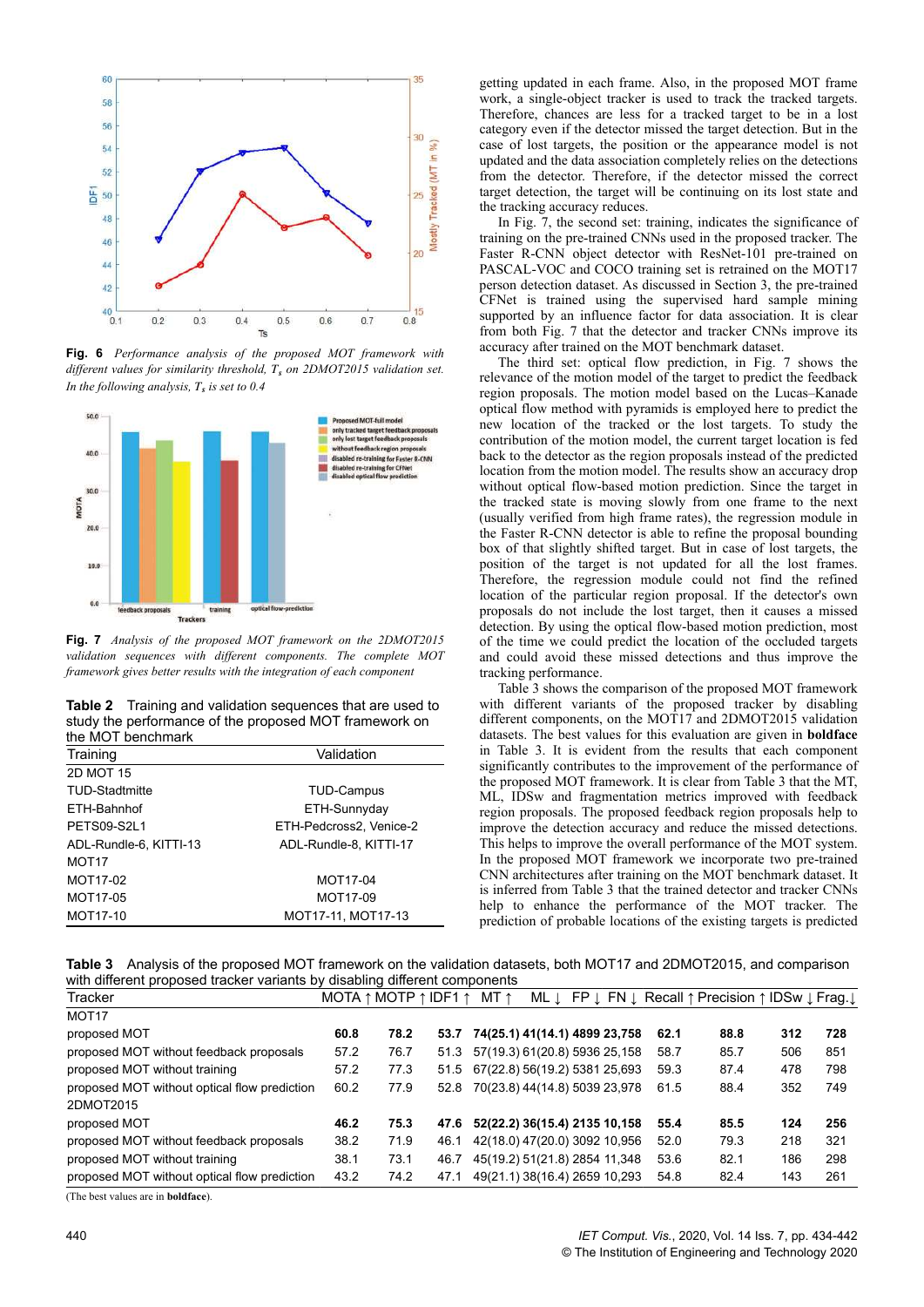**Fig. 6** *Performance analysis of the proposed MOT framework with different values for similarity threshold, $T_s$ on 2DMOT2015 validation set. In the following analysis, $T_s$ is set to 0.4*

**Fig. 7** *Analysis of the proposed MOT framework on the 2DMOT2015 validation sequences with different components. The complete MOT framework gives better results with the integration of each component*

**Table 2** Training and validation sequences that are used to study the performance of the proposed MOT framework on the MOT benchmark

| Training | Validation |
|---|---|
| 2D MOT 15 | |
| TUD-Stadtmitte | TUD-Campus |
| ETH-Bahnhof | ETH-Sunnyday |
| PETS09-S2L1 | ETH-Pedcross2, Venice-2 |
| ADL-Rundle-6, KITTI-13 | ADL-Rundle-8, KITTI-17 |
| MOT17 | |
| MOT17-02 | MOT17-04 |
| MOT17-05 | MOT17-09 |
| MOT17-10 | MOT17-11, MOT17-13 |

getting updated in each frame. Also, in the proposed MOT framework, a single-object tracker is used to track the tracked targets. Therefore, chances are less for a tracked target to be in a lost category even if the detector missed the target detection. But in the case of lost targets, the position or the appearance model is not updated and the data association completely relies on the detections from the detector. Therefore, if the detector missed the correct target detection, the target will be continuing on its lost state and the tracking accuracy reduces.

In Fig. 7, the second set: training, indicates the significance of training on the pre-trained CNNs used in the proposed tracker. The Faster R-CNN object detector with ResNet-101 pre-trained on PASCAL-VOC and COCO training set is retrained on the MOT17 person detection dataset. As discussed in Section 3, the pre-trained CFNet is trained using the supervised hard sample mining supported by an influence factor for data association. It is clear from both Fig. 7 that the detector and tracker CNNs improve its accuracy after trained on the MOT benchmark dataset.

The third set: optical flow prediction, in Fig. 7 shows the relevance of the motion model of the target to predict the feedback region proposals. The motion model based on the Lucas–Kanade optical flow method with pyramids is employed here to predict the new location of the tracked or the lost targets. To study the contribution of the motion model, the current target location is fed back to the detector as the region proposals instead of the predicted location from the motion model. The results show an accuracy drop without optical flow-based motion prediction. Since the target in the tracked state is moving slowly from one frame to the next (usually verified from high frame rates), the regression module in the Faster R-CNN detector is able to refine the proposal bounding box of that slightly shifted target. But in case of lost targets, the position of the target is not updated for all the lost frames. Therefore, the regression module could not find the refined location of the particular region proposal. If the detector's own proposals do not include the lost target, then it causes a missed detection. By using the optical flow-based motion prediction, most of the time we could predict the location of the occluded targets and could avoid these missed detections and thus improve the tracking performance.

Table 3 shows the comparison of the proposed MOT framework with different variants of the proposed tracker by disabling different components, on the MOT17 and 2DMOT2015 validation datasets. The best values for this evaluation are given in **boldface** in Table 3. It is evident from the results that each component significantly contributes to the improvement of the performance of the proposed MOT framework. It is clear from Table 3 that the MT, ML, IDSw and fragmentation metrics improved with feedback region proposals. The proposed feedback region proposals help to improve the detection accuracy and reduce the missed detections. This helps to improve the overall performance of the MOT system. In the proposed MOT framework we incorporate two pre-trained CNN architectures after training on the MOT benchmark dataset. It is inferred from Table 3 that the trained detector and tracker CNNs help to enhance the performance of the MOT tracker. The prediction of probable locations of the existing targets is predicted

**Table 3** Analysis of the proposed MOT framework on the validation datasets, both MOT17 and 2DMOT2015, and comparison with different proposed tracker variants by disabling different components

| Tracker | MOTA ↑ | MOTP ↑ | IDF1 ↑ | MT ↑ | ML ↓ | FP ↓ | FN ↓ | Recall ↑ | Precision ↑ | IDSw ↓ | Frag.↓ |
|---|---|---|---|---|---|---|---|---|---|---|---|
| MOT17 | | | | | | | | | | | |
| proposed MOT | **60.8** | **78.2** | **53.7** | **74(25.1)** | **41(14.1)** | **4899** | **23,758** | **62.1** | **88.8** | **312** | **728** |
| proposed MOT without feedback proposals | 57.2 | 76.7 | 51.3 | 57(19.3) | 61(20.8) | 5936 | 25,158 | 58.7 | 85.7 | 506 | 851 |
| proposed MOT without training | 57.2 | 77.3 | 51.5 | 67(22.8) | 56(19.2) | 5381 | 25,693 | 59.3 | 87.4 | 478 | 798 |
| proposed MOT without optical flow prediction | 60.2 | 77.9 | 52.8 | 70(23.8) | 44(15.2) | 5039 | 23,978 | 61.5 | 88.4 | 352 | 749 |
| 2DMOT2015 | | | | | | | | | | | |
| proposed MOT | **46.2** | **75.3** | **47.6** | **52(22.2)** | **36(15.4)** | **2135** | **10,158** | **55.4** | **85.5** | **124** | **256** |
| proposed MOT without feedback proposals | 38.2 | 71.9 | 46.1 | 42(18.0) | 47(20.0) | 3092 | 10,956 | 52.0 | 79.3 | 218 | 321 |
| proposed MOT without training | 38.1 | 73.1 | 46.7 | 45(19.2) | 51(21.8) | 2854 | 11,348 | 53.6 | 82.1 | 186 | 298 |
| proposed MOT without optical flow prediction | 43.2 | 74.2 | 47.1 | 49(21.1) | 38(16.4) | 2659 | 10,293 | 54.8 | 82.4 | 143 | 261 |

(The best values are in **boldface**).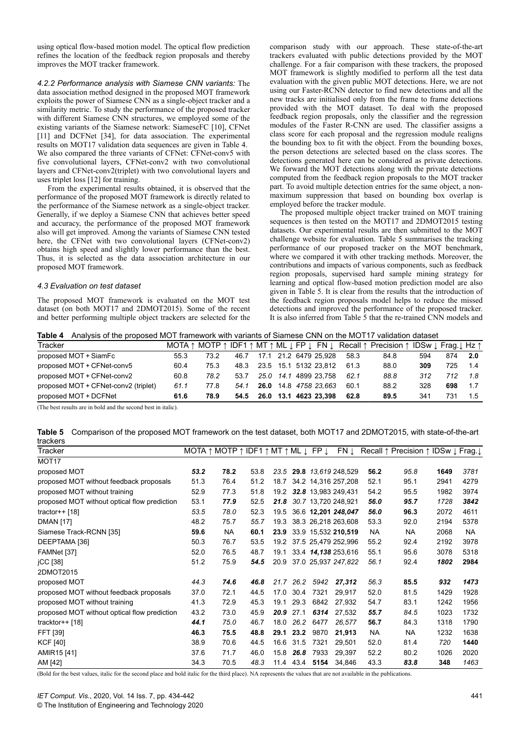using optical flow-based motion model. The optical flow prediction refines the location of the feedback region proposals and thereby improves the MOT tracker framework.

*4.2.2 Performance analysis with Siamese CNN variants:* The data association method designed in the proposed MOT framework exploits the power of Siamese CNN as a single-object tracker and a similarity metric. To study the performance of the proposed tracker with different Siamese CNN structures, we employed some of the existing variants of the Siamese network: SiameseFC [10], CFNet [11] and DCFNet [34], for data association. The experimental results on MOT17 validation data sequences are given in Table 4. We also compared the three variants of CFNet: CFNet-conv5 with five convolutional layers, CFNet-conv2 with two convolutional layers and CFNet-conv2(triplet) with two convolutional layers and uses triplet loss [12] for training.

From the experimental results obtained, it is observed that the performance of the proposed MOT framework is directly related to the performance of the Siamese network as a single-object tracker. Generally, if we deploy a Siamese CNN that achieves better speed and accuracy, the performance of the proposed MOT framework also will get improved. Among the variants of Siamese CNN tested here, the CFNet with two convolutional layers (CFNet-conv2) obtains high speed and slightly lower performance than the best. Thus, it is selected as the data association architecture in our proposed MOT framework.

### *4.3 Evaluation on test dataset*

The proposed MOT framework is evaluated on the MOT test dataset (on both MOT17 and 2DMOT2015). Some of the recent and better performing multiple object trackers are selected for the comparison study with our approach. These state-of-the-art trackers evaluated with public detections provided by the MOT challenge. For a fair comparison with these trackers, the proposed MOT framework is slightly modified to perform all the test data evaluation with the given public MOT detections. Here, we are not using our Faster-RCNN detector to find new detections and all the new tracks are initialised only from the frame to frame detections provided with the MOT dataset. To deal with the proposed feedback region proposals, only the classifier and the regression modules of the Faster R-CNN are used. The classifier assigns a class score for each proposal and the regression module realigns the bounding box to fit with the object. From the bounding boxes, the person detections are selected based on the class scores. The detections generated here can be considered as private detections. We forward the MOT detections along with the private detections computed from the feedback region proposals to the MOT tracker part. To avoid multiple detection entries for the same object, a non-maximum suppression that based on bounding box overlap is employed before the tracker module.

The proposed multiple object tracker trained on MOT training sequences is then tested on the MOT17 and 2DMOT2015 testing datasets. Our experimental results are then submitted to the MOT challenge website for evaluation. Table 5 summarises the tracking performance of our proposed tracker on the MOT benchmark, where we compared it with other tracking methods. Moreover, the contributions and impacts of various components, such as feedback region proposals, supervised hard sample mining strategy for learning and optical flow-based motion prediction model are also given in Table 5. It is clear from the results that the introduction of the feedback region proposals model helps to reduce the missed detections and improved the performance of the proposed tracker. It is also inferred from Table 5 that the re-trained CNN models and

**Table 4** Analysis of the proposed MOT framework with variants of Siamese CNN on the MOT17 validation dataset

| Tracker | MOTA ↑ | MOTP ↑ | IDF1 ↑ | MT ↑ | ML ↓ | FP ↓ | FN ↓ | Recall ↑ | Precision ↑ | IDSw ↓ | Frag.↓ | Hz ↑ |
|---|---|---|---|---|---|---|---|---|---|---|---|---|
| proposed MOT + SiamFc | 55.3 | 73.2 | 46.7 | 17.1 | 21.2 | 6479 | 25,928 | 58.3 | 84.8 | 594 | 874 | **2.0** |
| proposed MOT + CFNet-conv5 | 60.4 | 75.3 | 48.3 | 23.5 | 15.1 | 5132 | 23,812 | 61.3 | 88.0 | **309** | 725 | 1.4 |
| proposed MOT + CFNet-conv2 | 60.8 | *78.2* | 53.7 | *25.0* | *14.1* | 4899 | 23,758 | *62.1* | *88.8* | *312* | *712* | *1.8* |
| proposed MOT + CFNet-conv2 (triplet) | *61.1* | 77.8 | *54.1* | **26.0** | 14.8 | *4758* | *23,663* | 60.1 | 88.2 | 328 | **698** | 1.7 |
| proposed MOT + DCFNet | **61.6** | **78.9** | **54.5** | **26.0** | **13.1** | **4623** | **23,398** | **62.8** | **89.5** | 341 | 731 | 1.5 |

(The best results are in bold and the second best in italic).

**Table 5** Comparison of the proposed MOT framework on the test dataset, both MOT17 and 2DMOT2015, with state-of-the-art trackers

| Tracker | MOTA ↑ | MOTP ↑ | IDF1 ↑ | MT ↑ | ML ↓ | FP ↓ | FN ↓ | Recall ↑ | Precision ↑ | IDSw ↓ | Frag.↓ |
|---|---|---|---|---|---|---|---|---|---|---|---|
| MOT17 | | | | | | | | | | | |
| proposed MOT | ***53.2*** | **78.2** | 53.8 | *23.5* | **29.8** | *13,619* | 248,529 | **56.2** | *95.8* | **1649** | *3781* |
| proposed MOT without feedback proposals | 51.3 | 76.4 | 51.2 | 18.7 | 34.2 | 14,316 | 257,208 | 52.1 | 95.1 | 2941 | 4279 |
| proposed MOT without training | 52.9 | 77.3 | 51.8 | 19.2 | ***32.8*** | 13,983 | 249,431 | 54.2 | 95.5 | 1982 | 3974 |
| proposed MOT without optical flow prediction | 53.1 | ***77.9*** | 52.5 | ***21.8*** | *30.7* | 13,720 | 248,921 | ***56.0*** | ***95.7*** | *1728* | ***3842*** |
| tractor++ [18] | *53.5* | *78.0* | 52.3 | 19.5 | 36.6 | **12,201** | ***248,047*** | ***56.0*** | **96.3** | 2072 | 4611 |
| DMAN [17] | 48.2 | 75.7 | *55.7* | 19.3 | 38.3 | 26,218 | 263,608 | 53.3 | 92.0 | 2194 | 5378 |
| Siamese Track-RCNN [35] | **59.6** | NA | **60.1** | **23.9** | 33.9 | 15,532 | **210,519** | NA | NA | 2068 | NA |
| DEEPTAMA [36] | 50.3 | 76.7 | 53.5 | 19.2 | 37.5 | 25,479 | 252,996 | 55.2 | 92.4 | 2192 | 3978 |
| FAMNet [37] | 52.0 | 76.5 | 48.7 | 19.1 | 33.4 | ***14,138*** | 253,616 | 55.1 | 95.6 | 3078 | 5318 |
| jCC [38] | 51.2 | 75.9 | ***54.5*** | 20.9 | 37.0 | 25,937 | *247,822* | *56.1* | 92.4 | ***1802*** | **2984** |
| 2DMOT2015 | | | | | | | | | | | |
| proposed MOT | *44.3* | *74.6* | ***46.8*** | *21.7* | *26.2* | *5942* | ***27,312*** | *56.3* | **85.5** | ***932*** | ***1473*** |
| proposed MOT without feedback proposals | 37.0 | 72.1 | 44.5 | 17.0 | 30.4 | 7321 | 29,917 | 52.0 | 81.5 | 1429 | 1928 |
| proposed MOT without training | 41.3 | 72.9 | 45.3 | 19.1 | 29.3 | 6842 | 27,932 | 54.7 | 83.1 | 1242 | 1956 |
| proposed MOT without optical flow prediction | 43.2 | 73.0 | 45.9 | ***20.9*** | 27.1 | ***6314*** | 27,532 | ***55.7*** | *84.5* | 1023 | 1732 |
| tracktor++ [18] | ***44.1*** | *75.0* | 46.7 | 18.0 | *26.2* | 6477 | *26,577* | **56.7** | 84.3 | 1318 | 1790 |
| FFT [39] | **46.3** | **75.5** | **48.8** | **29.1** | **23.2** | 9870 | **21,913** | NA | NA | 1232 | 1638 |
| KCF [40] | 38.9 | 70.6 | 44.5 | 16.6 | 31.5 | 7321 | 29,501 | 52.0 | 81.4 | *720* | **1440** |
| AMIR15 [41] | 37.6 | 71.7 | 46.0 | 15.8 | ***26.8*** | 7933 | 29,397 | 52.2 | 80.2 | 1026 | 2020 |
| AM [42] | 34.3 | 70.5 | *48.3* | 11.4 | 43.4 | **5154** | 34,846 | 43.3 | ***83.8*** | **348** | *1463* |

(Bold for the best values, italic for the second place and bold italic for the third place). NA represents the values that are not available in the publications.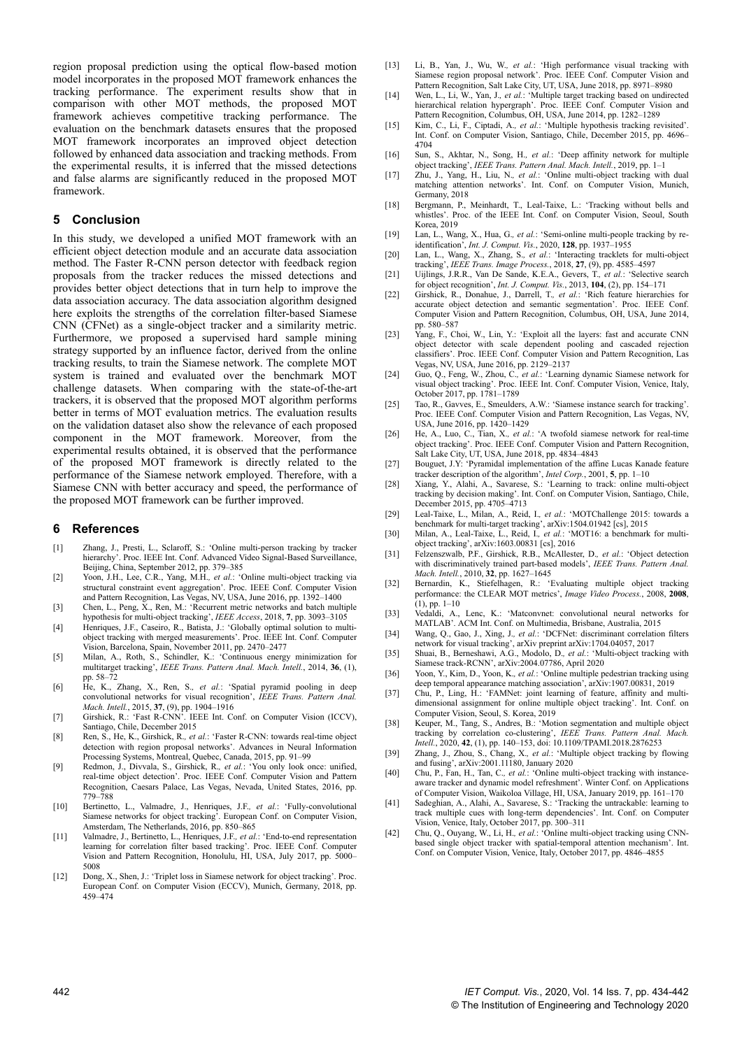region proposal prediction using the optical flow-based motion model incorporates in the proposed MOT framework enhances the tracking performance. The experiment results show that in comparison with other MOT methods, the proposed MOT framework achieves competitive tracking performance. The evaluation on the benchmark datasets ensures that the proposed MOT framework incorporates an improved object detection followed by enhanced data association and tracking methods. From the experimental results, it is inferred that the missed detections and false alarms are significantly reduced in the proposed MOT framework.

## 5 Conclusion

In this study, we developed a unified MOT framework with an efficient object detection module and an accurate data association method. The Faster R-CNN person detector with feedback region proposals from the tracker reduces the missed detections and provides better object detections that in turn help to improve the data association accuracy. The data association algorithm designed here exploits the strengths of the correlation filter-based Siamese CNN (CFNet) as a single-object tracker and a similarity metric. Furthermore, we proposed a supervised hard sample mining strategy supported by an influence factor, derived from the online tracking results, to train the Siamese network. The complete MOT system is trained and evaluated over the benchmark MOT challenge datasets. When comparing with the state-of-the-art trackers, it is observed that the proposed MOT algorithm performs better in terms of MOT evaluation metrics. The evaluation results on the validation dataset also show the relevance of each proposed component in the MOT framework. Moreover, from the experimental results obtained, it is observed that the performance of the proposed MOT framework is directly related to the performance of the Siamese network employed. Therefore, with a Siamese CNN with better accuracy and speed, the performance of the proposed MOT framework can be further improved.

## 6 References

[1] Zhang, J., Presti, L., Sclaroff, S.: 'Online multi-person tracking by tracker hierarchy'. Proc. IEEE Int. Conf. Advanced Video Signal-Based Surveillance, Beijing, China, September 2012, pp. 379–385

[2] Yoon, J.H., Lee, C.R., Yang, M.H., *et al.*: 'Online multi-object tracking via structural constraint event aggregation'. Proc. IEEE Conf. Computer Vision and Pattern Recognition, Las Vegas, NV, USA, June 2016, pp. 1392–1400

[3] Chen, L., Peng, X., Ren, M.: 'Recurrent metric networks and batch multiple hypothesis for multi-object tracking', *IEEE Access*, 2018, **7**, pp. 3093–3105

[4] Henriques, J.F., Caseiro, R., Batista, J.: 'Globally optimal solution to multi-object tracking with merged measurements'. Proc. IEEE Int. Conf. Computer Vision, Barcelona, Spain, November 2011, pp. 2470–2477

[5] Milan, A., Roth, S., Schindler, K.: 'Continuous energy minimization for multitarget tracking', *IEEE Trans. Pattern Anal. Mach. Intell.*, 2014, **36**, (1), pp. 58–72

[6] He, K., Zhang, X., Ren, S., *et al.*: 'Spatial pyramid pooling in deep convolutional networks for visual recognition', *IEEE Trans. Pattern Anal. Mach. Intell.*, 2015, **37**, (9), pp. 1904–1916

[7] Girshick, R.: 'Fast R-CNN'. IEEE Int. Conf. on Computer Vision (ICCV), Santiago, Chile, December 2015

[8] Ren, S., He, K., Girshick, R., *et al.*: 'Faster R-CNN: towards real-time object detection with region proposal networks'. Advances in Neural Information Processing Systems, Montreal, Quebec, Canada, 2015, pp. 91–99

[9] Redmon, J., Divvala, S., Girshick, R., *et al.*: 'You only look once: unified, real-time object detection'. Proc. IEEE Conf. Computer Vision and Pattern Recognition, Caesars Palace, Las Vegas, Nevada, United States, 2016, pp. 779–788

[10] Bertinetto, L., Valmadre, J., Henriques, J.F., *et al.*: 'Fully-convolutional Siamese networks for object tracking'. European Conf. on Computer Vision, Amsterdam, The Netherlands, 2016, pp. 850–865

[11] Valmadre, J., Bertinetto, L., Henriques, J.F., *et al.*: 'End-to-end representation learning for correlation filter based tracking'. Proc. IEEE Conf. Computer Vision and Pattern Recognition, Honolulu, HI, USA, July 2017, pp. 5000–5008

[12] Dong, X., Shen, J.: 'Triplet loss in Siamese network for object tracking'. Proc. European Conf. on Computer Vision (ECCV), Munich, Germany, 2018, pp. 459–474

[13] Li, B., Yan, J., Wu, W., *et al.*: 'High performance visual tracking with Siamese region proposal network'. Proc. IEEE Conf. Computer Vision and Pattern Recognition, Salt Lake City, UT, USA, June 2018, pp. 8971–8980

[14] Wen, L., Li, W., Yan, J., *et al.*: 'Multiple target tracking based on undirected hierarchical relation hypergraph'. Proc. IEEE Conf. Computer Vision and Pattern Recognition, Columbus, OH, USA, June 2014, pp. 1282–1289

[15] Kim, C., Li, F., Ciptadi, A., *et al.*: 'Multiple hypothesis tracking revisited'. Int. Conf. on Computer Vision, Santiago, Chile, December 2015, pp. 4696–4704

[16] Sun, S., Akhtar, N., Song, H., *et al.*: 'Deep affinity network for multiple object tracking', *IEEE Trans. Pattern Anal. Mach. Intell.*, 2019, pp. 1–1

[17] Zhu, J., Yang, H., Liu, N., *et al.*: 'Online multi-object tracking with dual matching attention networks'. Int. Conf. on Computer Vision, Munich, Germany, 2018

[18] Bergmann, P., Meinhardt, T., Leal-Taixe, L.: 'Tracking without bells and whistles'. Proc. of the IEEE Int. Conf. on Computer Vision, Seoul, South Korea, 2019

[19] Lan, L., Wang, X., Hua, G., *et al.*: 'Semi-online multi-people tracking by re-identification', *Int. J. Comput. Vis.*, 2020, **128**, pp. 1937–1955

[20] Lan, L., Wang, X., Zhang, S., *et al.*: 'Interacting tracklets for multi-object tracking', *IEEE Trans. Image Process.*, 2018, **27**, (9), pp. 4585–4597

[21] Uijlings, J.R.R., Van De Sande, K.E.A., Gevers, T., *et al.*: 'Selective search for object recognition', *Int. J. Comput. Vis.*, 2013, **104**, (2), pp. 154–171

[22] Girshick, R., Donahue, J., Darrell, T., *et al.*: 'Rich feature hierarchies for accurate object detection and semantic segmentation'. Proc. IEEE Conf. Computer Vision and Pattern Recognition, Columbus, OH, USA, June 2014, pp. 580–587

[23] Yang, F., Choi, W., Lin, Y.: 'Exploit all the layers: fast and accurate CNN object detector with scale dependent pooling and cascaded rejection classifiers'. Proc. IEEE Conf. Computer Vision and Pattern Recognition, Las Vegas, NV, USA, June 2016, pp. 2129–2137

[24] Guo, Q., Feng, W., Zhou, C., *et al.*: 'Learning dynamic Siamese network for visual object tracking'. Proc. IEEE Int. Conf. Computer Vision, Venice, Italy, October 2017, pp. 1781–1789

[25] Tao, R., Gavves, E., Smeulders, A.W.: 'Siamese instance search for tracking'. Proc. IEEE Conf. Computer Vision and Pattern Recognition, Las Vegas, NV, USA, June 2016, pp. 1420–1429

[26] He, A., Luo, C., Tian, X., *et al.*: 'A twofold siamese network for real-time object tracking'. Proc. IEEE Conf. Computer Vision and Pattern Recognition, Salt Lake City, UT, USA, June 2018, pp. 4834–4843

[27] Bouguet, J.Y: 'Pyramidal implementation of the affine Lucas Kanade feature tracker description of the algorithm', *Intel Corp.*, 2001, **5**, pp. 1–10

[28] Xiang, Y., Alahi, A., Savarese, S.: 'Learning to track: online multi-object tracking by decision making'. Int. Conf. on Computer Vision, Santiago, Chile, December 2015, pp. 4705–4713

[29] Leal-Taixe, L., Milan, A., Reid, I., *et al.*: 'MOTChallenge 2015: towards a benchmark for multi-target tracking', arXiv:1504.01942 [cs], 2015

[30] Milan, A., Leal-Taixe, L., Reid, I., *et al.*: 'MOT16: a benchmark for multi-object tracking', arXiv:1603.00831 [cs], 2016

[31] Felzenszwalb, P.F., Girshick, R.B., McAllester, D., *et al.*: 'Object detection with discriminatively trained part-based models', *IEEE Trans. Pattern Anal. Mach. Intell.*, 2010, **32**, pp. 1627–1645

[32] Bernardin, K., Stiefelhagen, R.: 'Evaluating multiple object tracking performance: the CLEAR MOT metrics', *Image Video Process.*, 2008, **2008**, (1), pp. 1–10

[33] Vedaldi, A., Lenc, K.: 'Matconvnet: convolutional neural networks for MATLAB'. ACM Int. Conf. on Multimedia, Brisbane, Australia, 2015

[34] Wang, Q., Gao, J., Xing, J., *et al.*: 'DCFNet: discriminant correlation filters network for visual tracking', arXiv preprint arXiv:1704.04057, 2017

[35] Shuai, B., Berneshawi, A.G., Modolo, D., *et al.*: 'Multi-object tracking with Siamese track-RCNN', arXiv:2004.07786, April 2020

[36] Yoon, Y., Kim, D., Yoon, K., *et al.*: 'Online multiple pedestrian tracking using deep temporal appearance matching association', arXiv:1907.00831, 2019

[37] Chu, P., Ling, H.: 'FAMNet: joint learning of feature, affinity and multi-dimensional assignment for online multiple object tracking'. Int. Conf. on Computer Vision, Seoul, S. Korea, 2019

[38] Keuper, M., Tang, S., Andres, B.: 'Motion segmentation and multiple object tracking by correlation co-clustering', *IEEE Trans. Pattern Anal. Mach. Intell.*, 2020, **42**, (1), pp. 140–153, doi: 10.1109/TPAMI.2018.2876253

[39] Zhang, J., Zhou, S., Chang, X., *et al.*: 'Multiple object tracking by flowing and fusing', arXiv:2001.11180, January 2020

[40] Chu, P., Fan, H., Tan, C., *et al.*: 'Online multi-object tracking with instance-aware tracker and dynamic model refreshment'. Winter Conf. on Applications of Computer Vision, Waikoloa Village, HI, USA, January 2019, pp. 161–170

[41] Sadeghian, A., Alahi, A., Savarese, S.: 'Tracking the untrackable: learning to track multiple cues with long-term dependencies'. Int. Conf. on Computer Vision, Venice, Italy, October 2017, pp. 300–311

[42] Chu, Q., Ouyang, W., Li, H., *et al.*: 'Online multi-object tracking using CNN-based single object tracker with spatial-temporal attention mechanism'. Int. Conf. on Computer Vision, Venice, Italy, October 2017, pp. 4846–4855